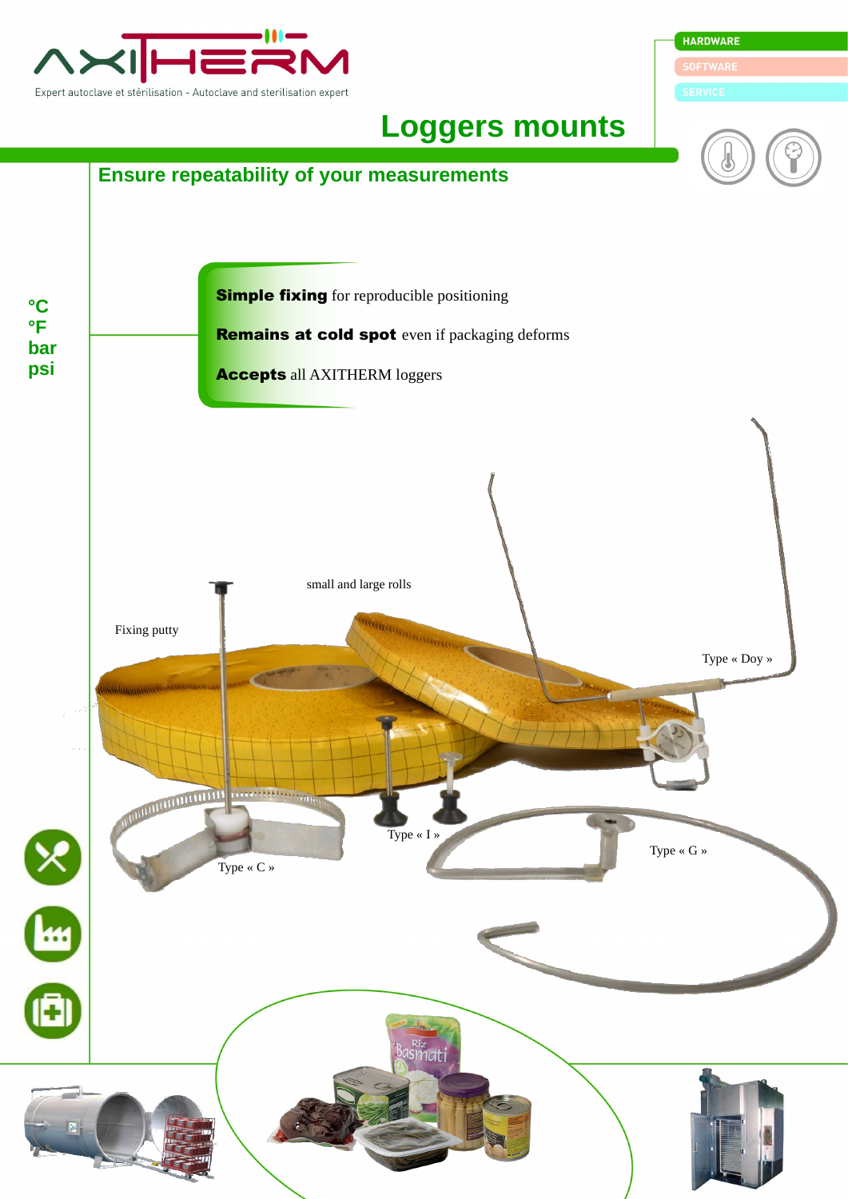AXITHERM

Expert autoclave et stérilisation - Autoclave and sterilisation expert

HARDWARE

SOFTWARE

SERVICE

# Loggers mounts

## Ensure repeatability of your measurements

°C
°F
bar
psi

**Simple fixing** for reproducible positioning

**Remains at cold spot** even if packaging deforms

**Accepts** all AXITHERM loggers

small and large rolls

Fixing putty

Type « Doy »

Type « I »

Type « C »

Type « G »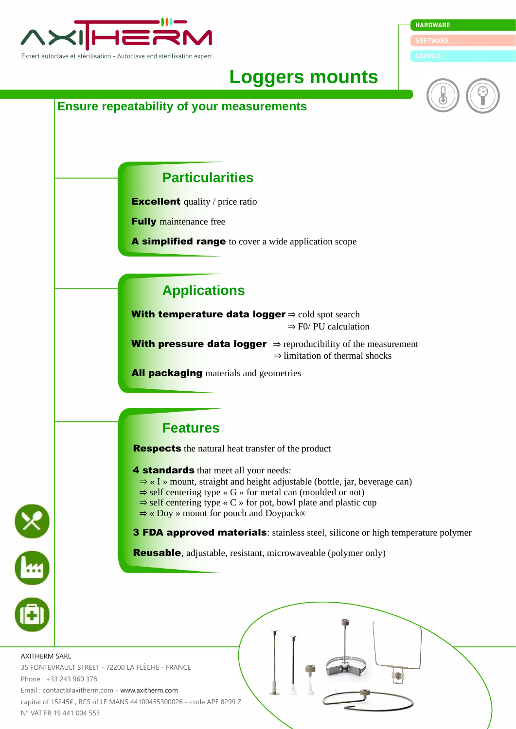AXITHERM

Expert autoclave et stérilisation - Autoclave and sterilisation expert

HARDWARE
SOFTWARE
SERVICE

# Loggers mounts

## Ensure repeatability of your measurements

### Particularities

**Excellent** quality / price ratio

**Fully** maintenance free

**A simplified range** to cover a wide application scope

### Applications

**With temperature data logger** ⇒ cold spot search
⇒ F0/ PU calculation

**With pressure data logger** ⇒ reproducibility of the measurement
⇒ limitation of thermal shocks

**All packaging** materials and geometries

### Features

**Respects** the natural heat transfer of the product

**4 standards** that meet all your needs:
⇒ « I » mount, straight and height adjustable (bottle, jar, beverage can)
⇒ self centering type « G » for metal can (moulded or not)
⇒ self centering type « C » for pot, bowl plate and plastic cup
⇒ « Doy » mount for pouch and Doypack®

**3 FDA approved materials**: stainless steel, silicone or high temperature polymer

**Reusable**, adjustable, resistant, microwaveable (polymer only)

AXITHERM SARL
35 FONTEVRAULT STREET - 72200 LA FLÈCHE - FRANCE
Phone : +33 243 960 378
Email : contact@axitherm.com - www.axitherm.com
capital of 15245€ , RCS of LE MANS 44100455300026 – code APE 8299 Z
N° VAT FR 19 441 004 553